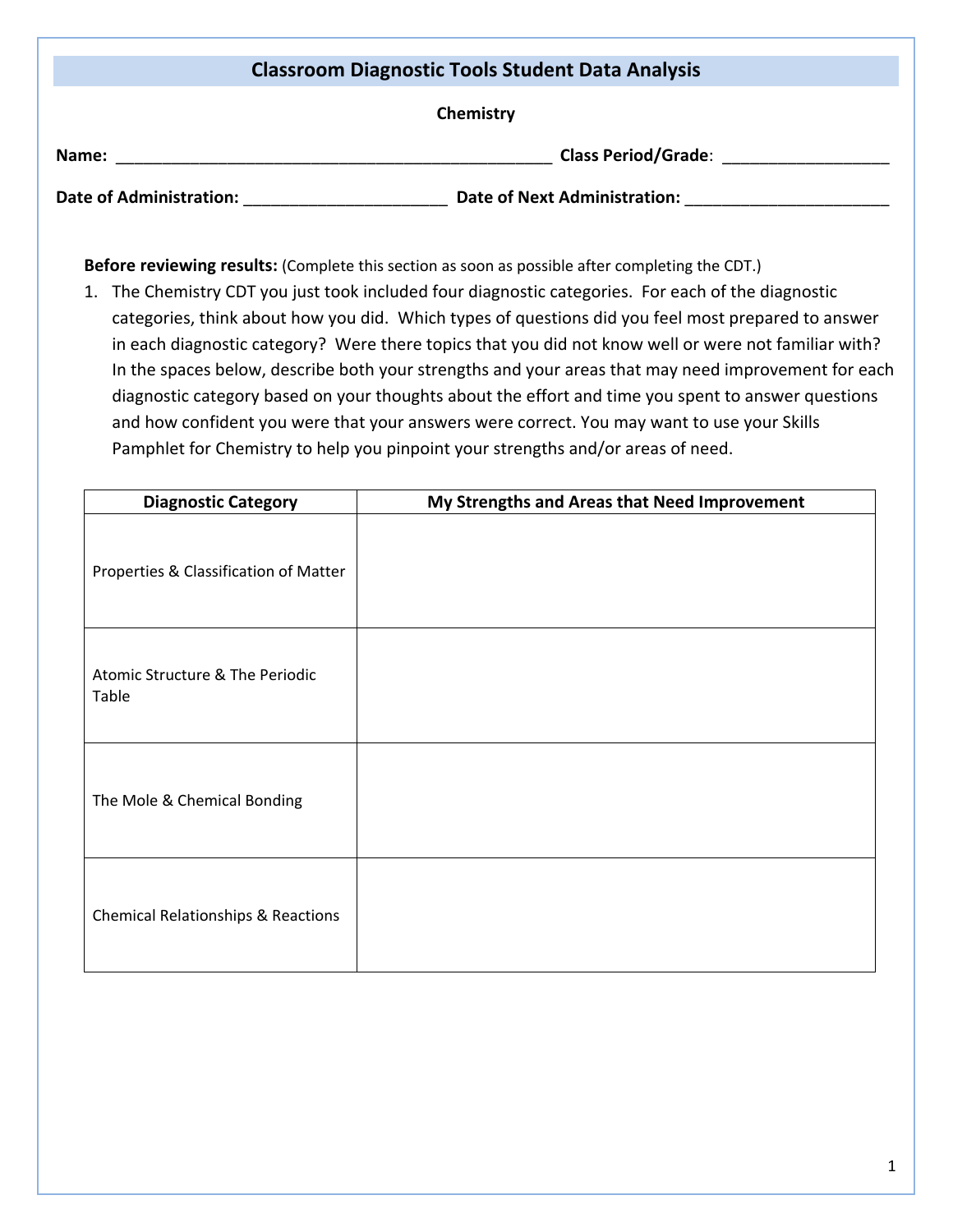# Classroom Diagnostic Tools Student Data Analysis

**Chemistry**

**Name:** ________________________________________________ **Class Period/Grade**: __________________

**Date of Administration:** ______________________ **Date of Next Administration:** ______________________

**Before reviewing results:** (Complete this section as soon as possible after completing the CDT.)

1. The Chemistry CDT you just took included four diagnostic categories. For each of the diagnostic categories, think about how you did. Which types of questions did you feel most prepared to answer in each diagnostic category? Were there topics that you did not know well or were not familiar with? In the spaces below, describe both your strengths and your areas that may need improvement for each diagnostic category based on your thoughts about the effort and time you spent to answer questions and how confident you were that your answers were correct. You may want to use your Skills Pamphlet for Chemistry to help you pinpoint your strengths and/or areas of need.

| Diagnostic Category | My Strengths and Areas that Need Improvement |
| --- | --- |
| Properties & Classification of Matter | |
| Atomic Structure & The Periodic Table | |
| The Mole & Chemical Bonding | |
| Chemical Relationships & Reactions | |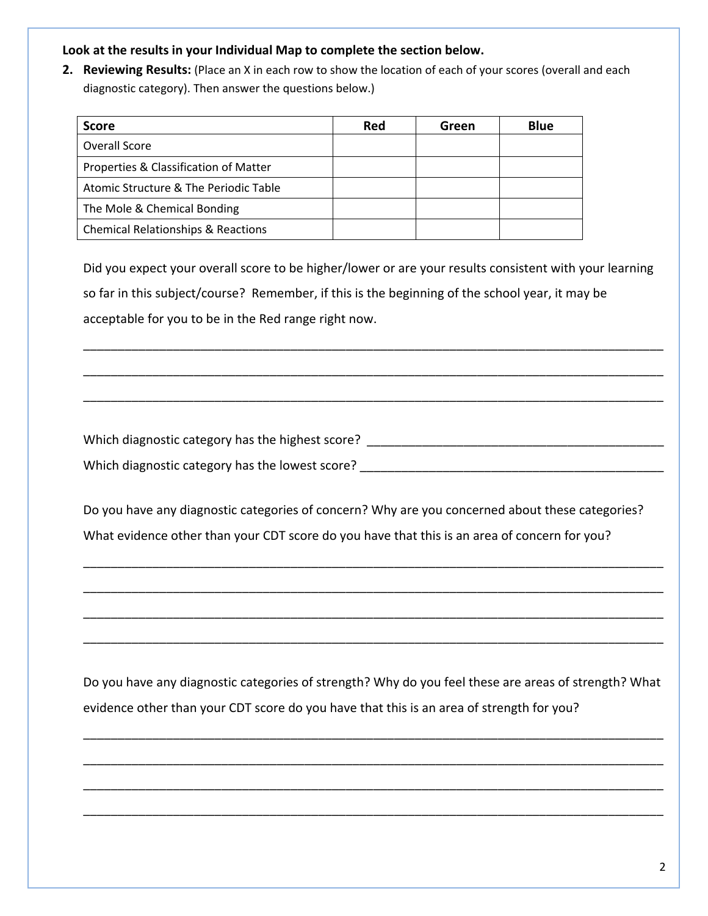**Look at the results in your Individual Map to complete the section below.**

2. **Reviewing Results:** (Place an X in each row to show the location of each of your scores (overall and each diagnostic category). Then answer the questions below.)

| Score | Red | Green | Blue |
|---|---|---|---|
| Overall Score | | | |
| Properties & Classification of Matter | | | |
| Atomic Structure & The Periodic Table | | | |
| The Mole & Chemical Bonding | | | |
| Chemical Relationships & Reactions | | | |

Did you expect your overall score to be higher/lower or are your results consistent with your learning so far in this subject/course? Remember, if this is the beginning of the school year, it may be acceptable for you to be in the Red range right now.

___________________________________________________________________________

___________________________________________________________________________

___________________________________________________________________________

Which diagnostic category has the highest score? ______________________________

Which diagnostic category has the lowest score? ______________________________

Do you have any diagnostic categories of concern? Why are you concerned about these categories? What evidence other than your CDT score do you have that this is an area of concern for you?

___________________________________________________________________________

___________________________________________________________________________

___________________________________________________________________________

___________________________________________________________________________

Do you have any diagnostic categories of strength? Why do you feel these are areas of strength? What evidence other than your CDT score do you have that this is an area of strength for you?

___________________________________________________________________________

___________________________________________________________________________

___________________________________________________________________________

___________________________________________________________________________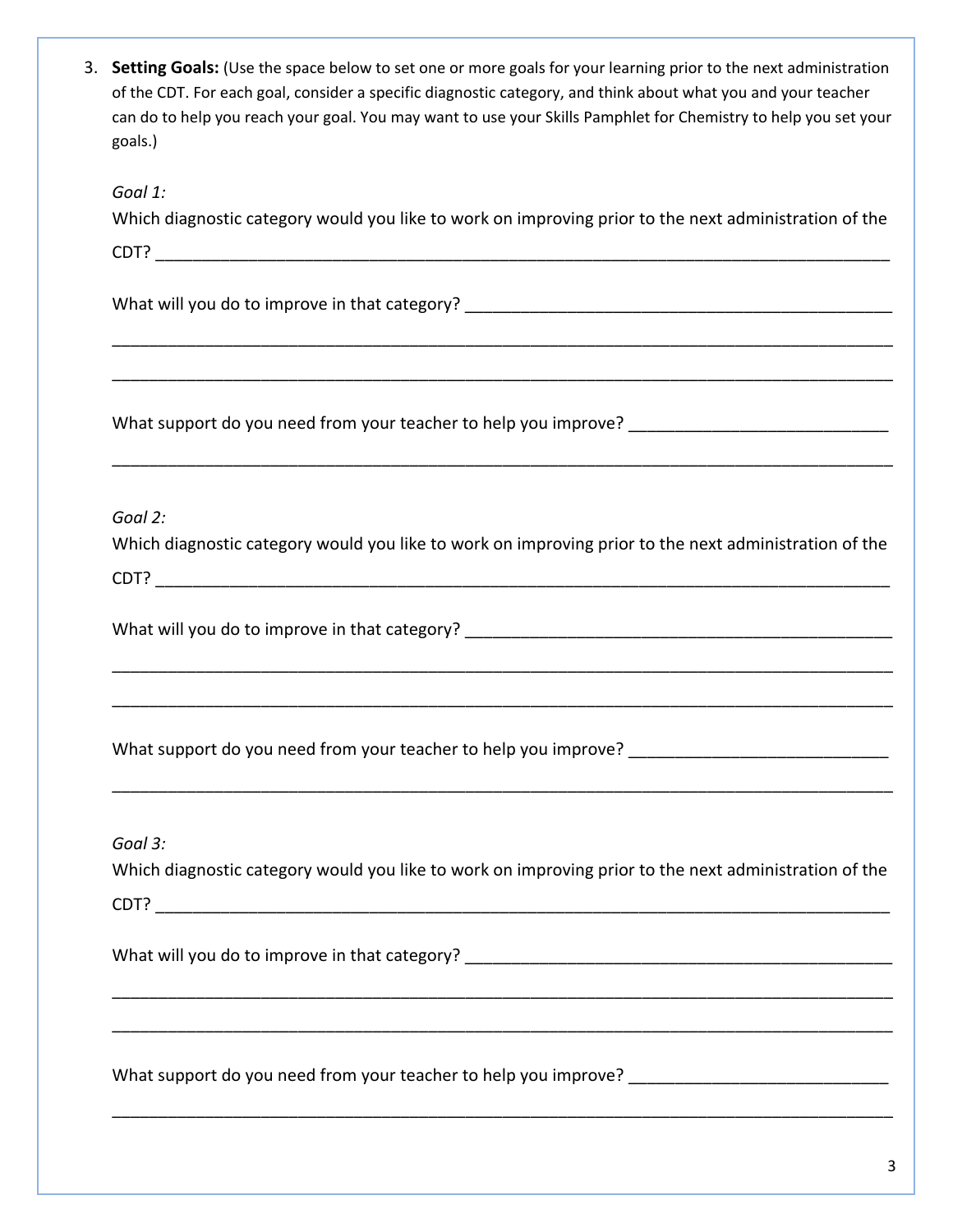3. **Setting Goals:** (Use the space below to set one or more goals for your learning prior to the next administration of the CDT. For each goal, consider a specific diagnostic category, and think about what you and your teacher can do to help you reach your goal. You may want to use your Skills Pamphlet for Chemistry to help you set your goals.)

*Goal 1:*

Which diagnostic category would you like to work on improving prior to the next administration of the CDT? ____________________________________________________________________________

What will you do to improve in that category? ___________________________________________

____________________________________________________________________________________

____________________________________________________________________________________

What support do you need from your teacher to help you improve? __________________________

____________________________________________________________________________________

*Goal 2:*

Which diagnostic category would you like to work on improving prior to the next administration of the CDT? ____________________________________________________________________________

What will you do to improve in that category? ___________________________________________

____________________________________________________________________________________

____________________________________________________________________________________

What support do you need from your teacher to help you improve? __________________________

____________________________________________________________________________________

*Goal 3:*

Which diagnostic category would you like to work on improving prior to the next administration of the CDT? ____________________________________________________________________________

What will you do to improve in that category? ___________________________________________

____________________________________________________________________________________

____________________________________________________________________________________

What support do you need from your teacher to help you improve? __________________________

____________________________________________________________________________________